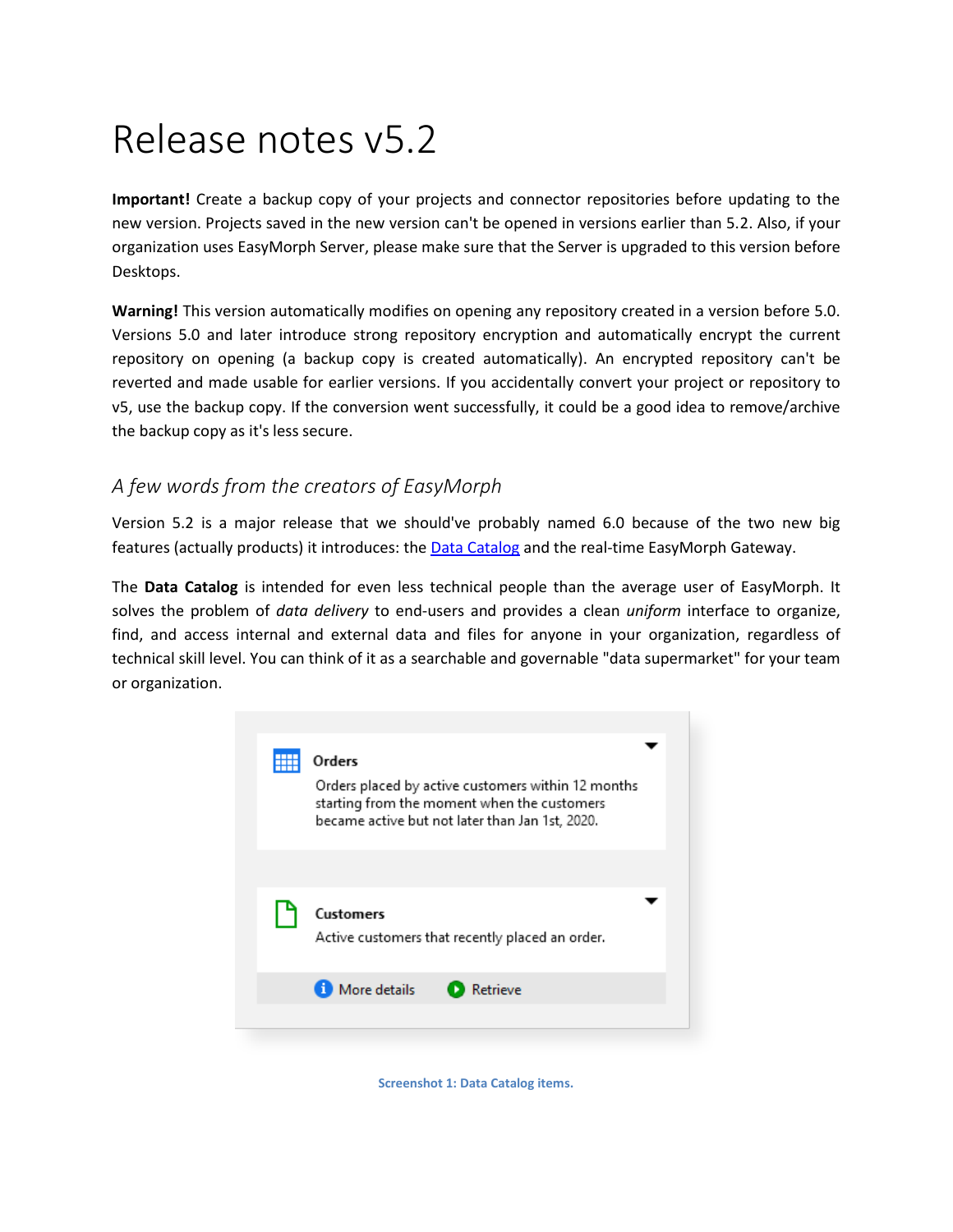# Release notes v5.2

**Important!** Create a backup copy of your projects and connector repositories before updating to the new version. Projects saved in the new version can't be opened in versions earlier than 5.2. Also, if your organization uses EasyMorph Server, please make sure that the Server is upgraded to this version before Desktops.

**Warning!** This version automatically modifies on opening any repository created in a version before 5.0. Versions 5.0 and later introduce strong repository encryption and automatically encrypt the current repository on opening (a backup copy is created automatically). An encrypted repository can't be reverted and made usable for earlier versions. If you accidentally convert your project or repository to v5, use the backup copy. If the conversion went successfully, it could be a good idea to remove/archive the backup copy as it's less secure.

## *A few words from the creators of EasyMorph*

Version 5.2 is a major release that we should've probably named 6.0 because of the two new big features (actually products) it introduces: the [Data Catalog] and the real-time EasyMorph Gateway.

The **Data Catalog** is intended for even less technical people than the average user of EasyMorph. It solves the problem of *data delivery* to end-users and provides a clean *uniform* interface to organize, find, and access internal and external data and files for anyone in your organization, regardless of technical skill level. You can think of it as a searchable and governable "data supermarket" for your team or organization.

**Screenshot 1: Data Catalog items.**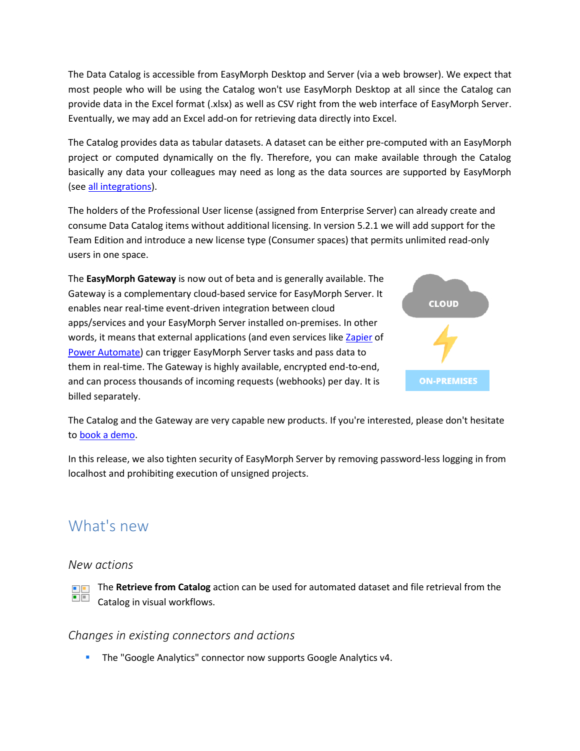The Data Catalog is accessible from EasyMorph Desktop and Server (via a web browser). We expect that most people who will be using the Catalog won't use EasyMorph Desktop at all since the Catalog can provide data in the Excel format (.xlsx) as well as CSV right from the web interface of EasyMorph Server. Eventually, we may add an Excel add-on for retrieving data directly into Excel.

The Catalog provides data as tabular datasets. A dataset can be either pre-computed with an EasyMorph project or computed dynamically on the fly. Therefore, you can make available through the Catalog basically any data your colleagues may need as long as the data sources are supported by EasyMorph (see all integrations).

The holders of the Professional User license (assigned from Enterprise Server) can already create and consume Data Catalog items without additional licensing. In version 5.2.1 we will add support for the Team Edition and introduce a new license type (Consumer spaces) that permits unlimited read-only users in one space.

The **EasyMorph Gateway** is now out of beta and is generally available. The Gateway is a complementary cloud-based service for EasyMorph Server. It enables near real-time event-driven integration between cloud apps/services and your EasyMorph Server installed on-premises. In other words, it means that external applications (and even services like Zapier of Power Automate) can trigger EasyMorph Server tasks and pass data to them in real-time. The Gateway is highly available, encrypted end-to-end, and can process thousands of incoming requests (webhooks) per day. It is billed separately.

The Catalog and the Gateway are very capable new products. If you're interested, please don't hesitate to book a demo.

In this release, we also tighten security of EasyMorph Server by removing password-less logging in from localhost and prohibiting execution of unsigned projects.

## What's new

### *New actions*

The **Retrieve from Catalog** action can be used for automated dataset and file retrieval from the Catalog in visual workflows.

### *Changes in existing connectors and actions*

- The "Google Analytics" connector now supports Google Analytics v4.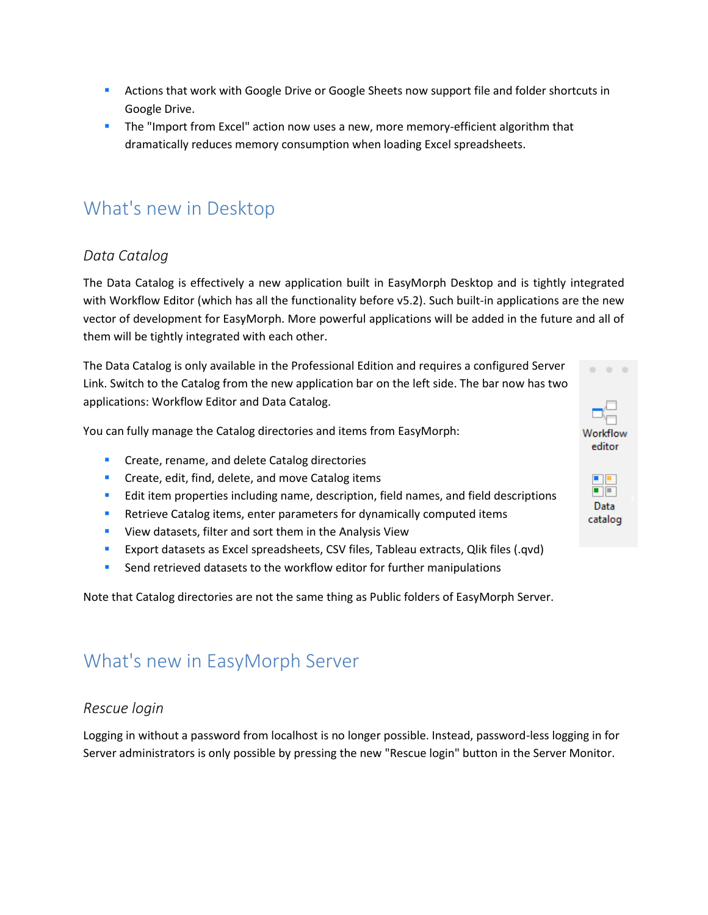- Actions that work with Google Drive or Google Sheets now support file and folder shortcuts in Google Drive.
- The "Import from Excel" action now uses a new, more memory-efficient algorithm that dramatically reduces memory consumption when loading Excel spreadsheets.

# What's new in Desktop

### *Data Catalog*

The Data Catalog is effectively a new application built in EasyMorph Desktop and is tightly integrated with Workflow Editor (which has all the functionality before v5.2). Such built-in applications are the new vector of development for EasyMorph. More powerful applications will be added in the future and all of them will be tightly integrated with each other.

The Data Catalog is only available in the Professional Edition and requires a configured Server Link. Switch to the Catalog from the new application bar on the left side. The bar now has two applications: Workflow Editor and Data Catalog.

Workflow editor

Data catalog

You can fully manage the Catalog directories and items from EasyMorph:

- Create, rename, and delete Catalog directories
- Create, edit, find, delete, and move Catalog items
- Edit item properties including name, description, field names, and field descriptions
- Retrieve Catalog items, enter parameters for dynamically computed items
- View datasets, filter and sort them in the Analysis View
- Export datasets as Excel spreadsheets, CSV files, Tableau extracts, Qlik files (.qvd)
- Send retrieved datasets to the workflow editor for further manipulations

Note that Catalog directories are not the same thing as Public folders of EasyMorph Server.

# What's new in EasyMorph Server

### *Rescue login*

Logging in without a password from localhost is no longer possible. Instead, password-less logging in for Server administrators is only possible by pressing the new "Rescue login" button in the Server Monitor.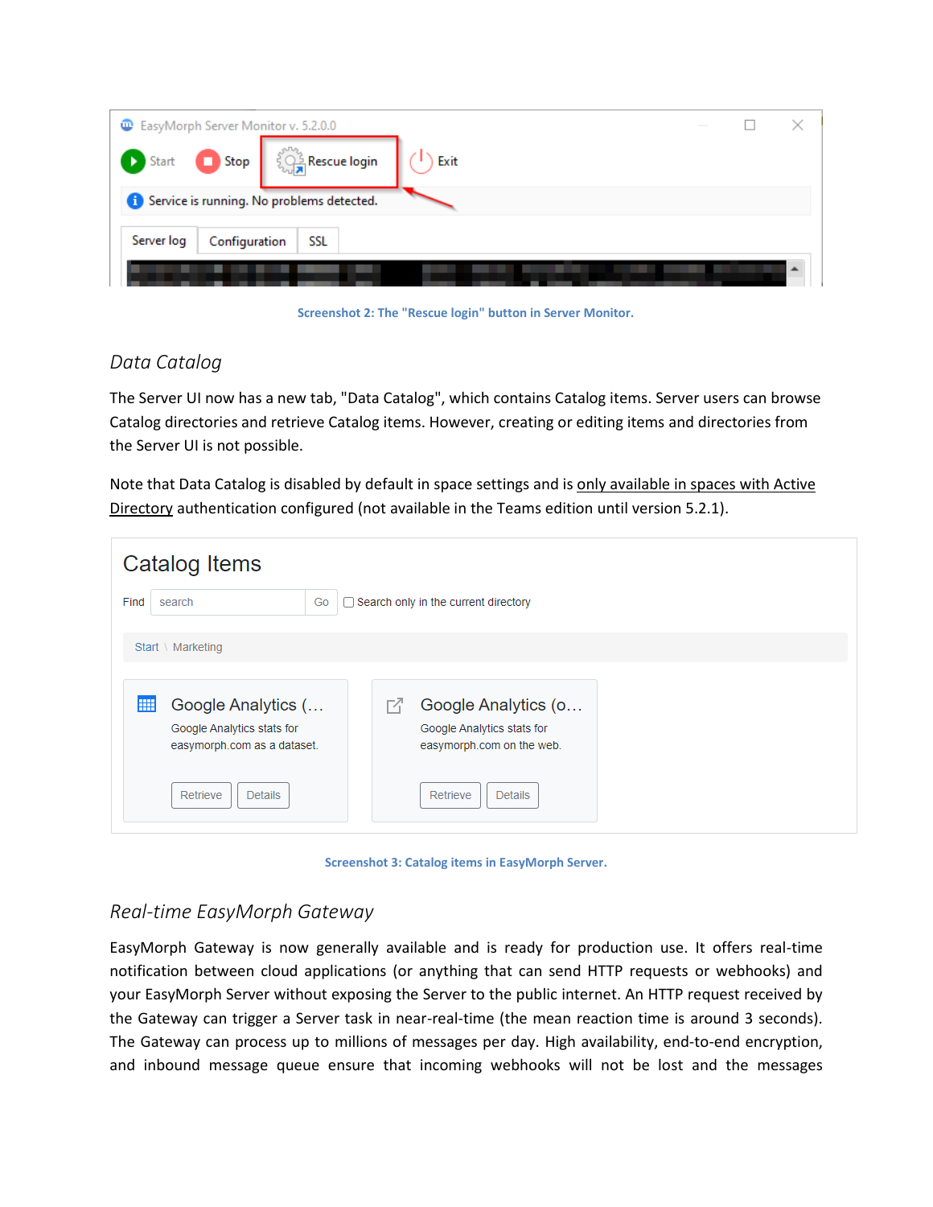Screenshot 2: The "Rescue login" button in Server Monitor.

## *Data Catalog*

The Server UI now has a new tab, "Data Catalog", which contains Catalog items. Server users can browse Catalog directories and retrieve Catalog items. However, creating or editing items and directories from the Server UI is not possible.

Note that Data Catalog is disabled by default in space settings and is only available in spaces with Active Directory authentication configured (not available in the Teams edition until version 5.2.1).

Screenshot 3: Catalog items in EasyMorph Server.

## *Real-time EasyMorph Gateway*

EasyMorph Gateway is now generally available and is ready for production use. It offers real-time notification between cloud applications (or anything that can send HTTP requests or webhooks) and your EasyMorph Server without exposing the Server to the public internet. An HTTP request received by the Gateway can trigger a Server task in near-real-time (the mean reaction time is around 3 seconds). The Gateway can process up to millions of messages per day. High availability, end-to-end encryption, and inbound message queue ensure that incoming webhooks will not be lost and the messages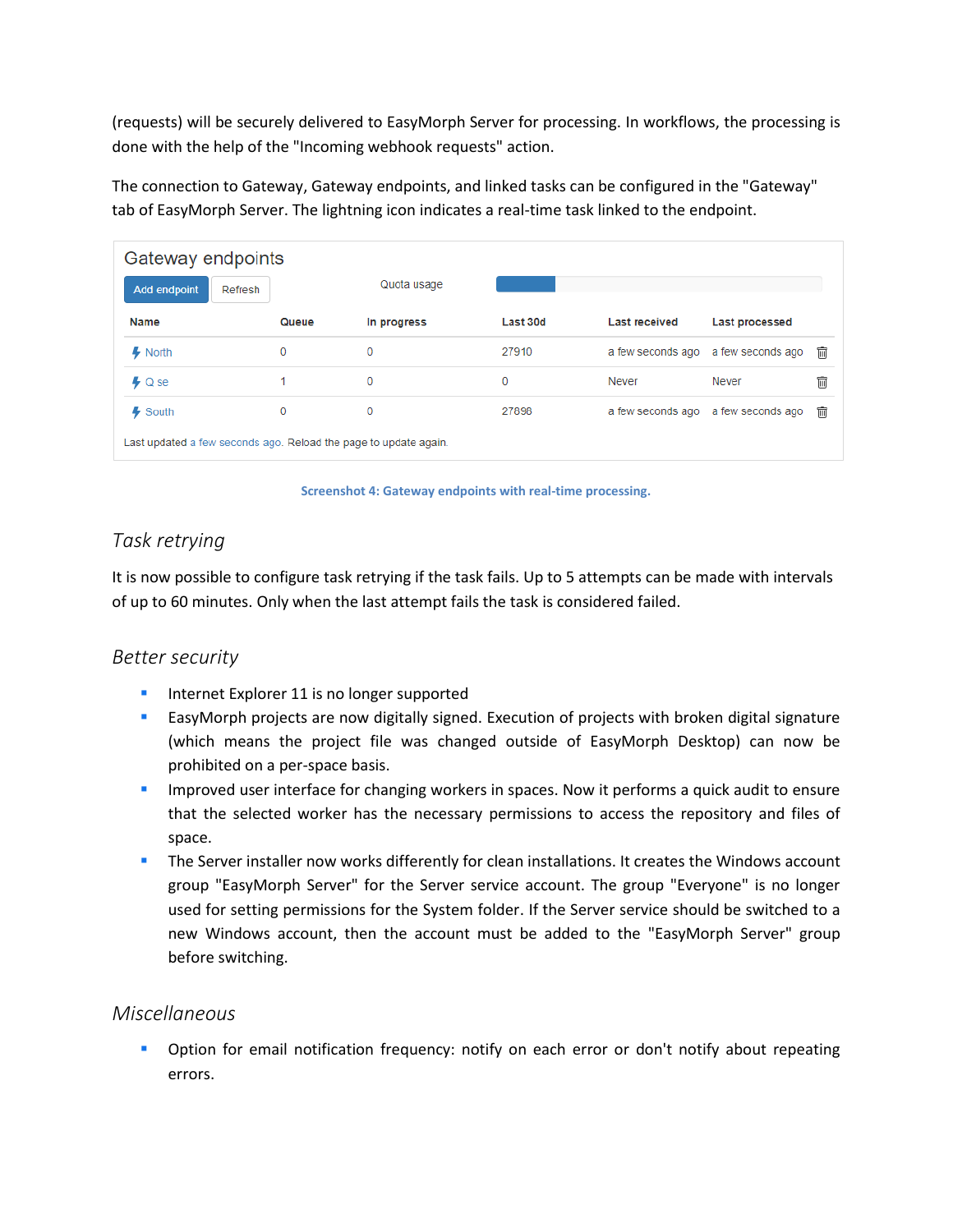(requests) will be securely delivered to EasyMorph Server for processing. In workflows, the processing is done with the help of the "Incoming webhook requests" action.

The connection to Gateway, Gateway endpoints, and linked tasks can be configured in the "Gateway" tab of EasyMorph Server. The lightning icon indicates a real-time task linked to the endpoint.

Gateway endpoints

Add endpoint | Refresh | Quota usage

| Name | Queue | In progress | Last 30d | Last received | Last processed |
|---|---|---|---|---|---|
| North | 0 | 0 | 27910 | a few seconds ago | a few seconds ago |
| Q se | 1 | 0 | 0 | Never | Never |
| South | 0 | 0 | 27898 | a few seconds ago | a few seconds ago |

Last updated a few seconds ago. Reload the page to update again.

**Screenshot 4: Gateway endpoints with real-time processing.**

## *Task retrying*

It is now possible to configure task retrying if the task fails. Up to 5 attempts can be made with intervals of up to 60 minutes. Only when the last attempt fails the task is considered failed.

## *Better security*

- Internet Explorer 11 is no longer supported
- EasyMorph projects are now digitally signed. Execution of projects with broken digital signature (which means the project file was changed outside of EasyMorph Desktop) can now be prohibited on a per-space basis.
- Improved user interface for changing workers in spaces. Now it performs a quick audit to ensure that the selected worker has the necessary permissions to access the repository and files of space.
- The Server installer now works differently for clean installations. It creates the Windows account group "EasyMorph Server" for the Server service account. The group "Everyone" is no longer used for setting permissions for the System folder. If the Server service should be switched to a new Windows account, then the account must be added to the "EasyMorph Server" group before switching.

## *Miscellaneous*

- Option for email notification frequency: notify on each error or don't notify about repeating errors.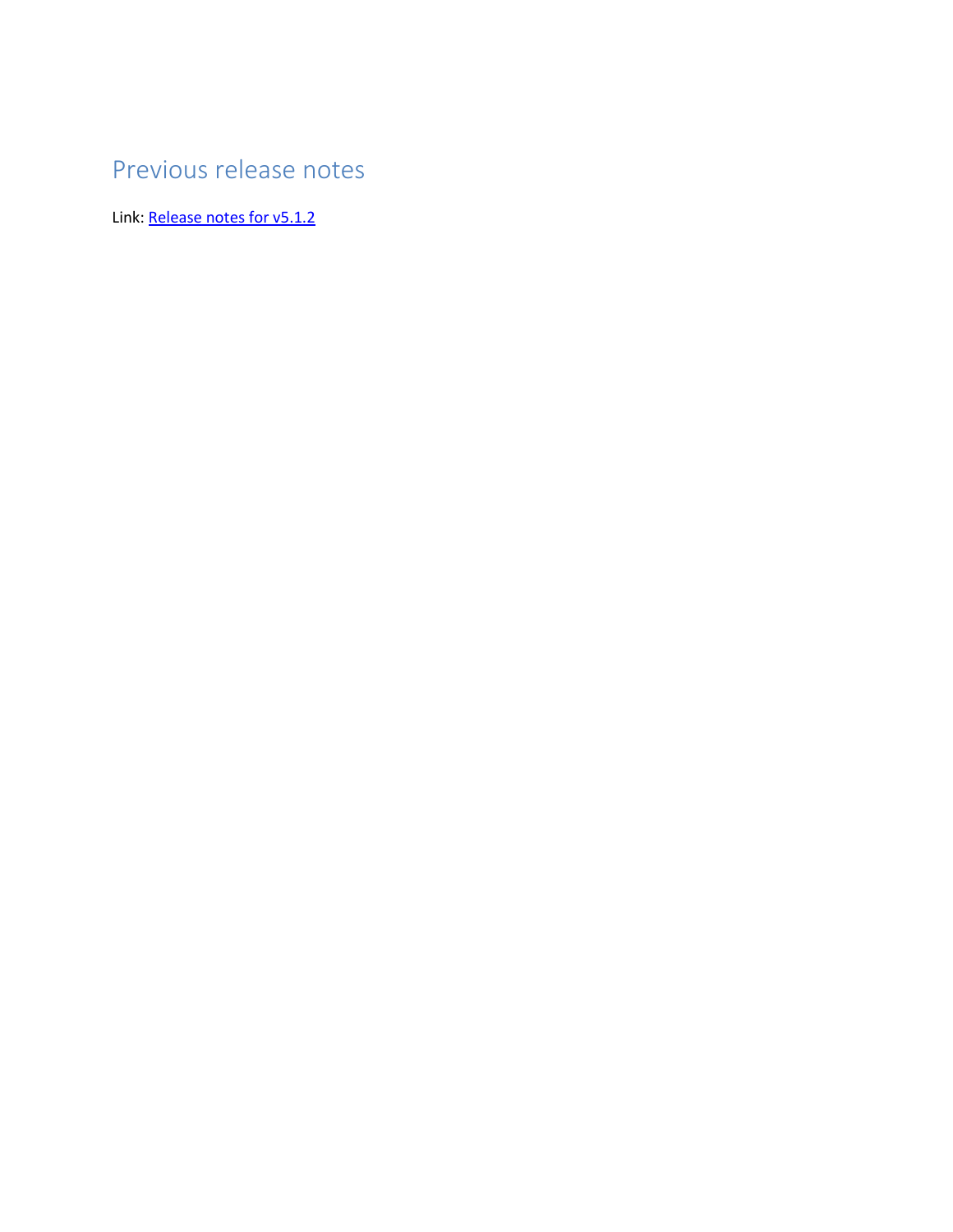## Previous release notes

Link: Release notes for v5.1.2